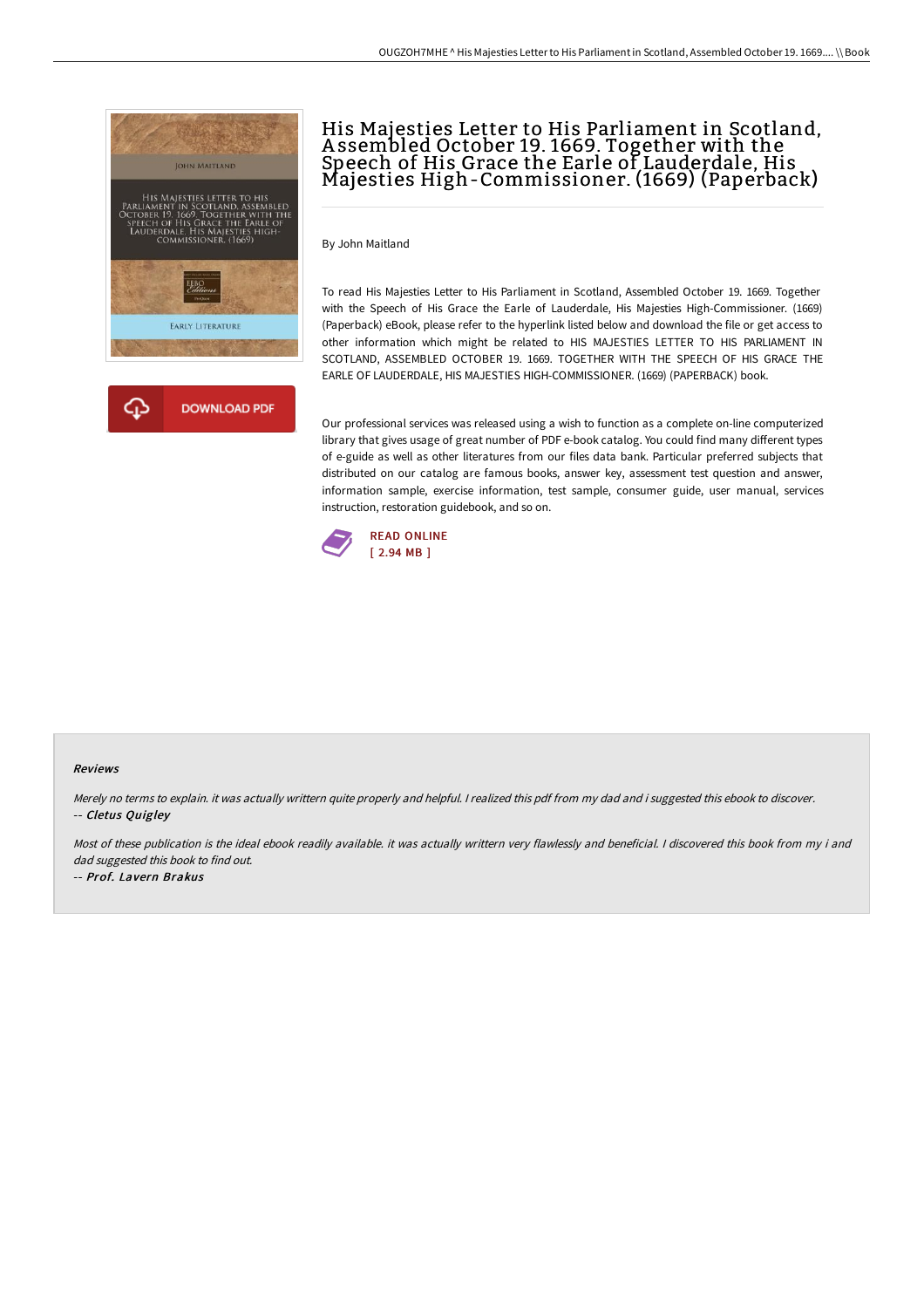# His Majesties Letter to His Parliament in Scotland, Assembled October 19. 1669. Together with the Speech of His Grace the Earle of Lauderdale, His Majesties High-Commissioner. (1669) (Paperback)

By John Maitland

To read His Majesties Letter to His Parliament in Scotland, Assembled October 19. 1669. Together with the Speech of His Grace the Earle of Lauderdale, His Majesties High-Commissioner. (1669) (Paperback) eBook, please refer to the hyperlink listed below and download the file or get access to other information which might be related to HIS MAJESTIES LETTER TO HIS PARLIAMENT IN SCOTLAND, ASSEMBLED OCTOBER 19. 1669. TOGETHER WITH THE SPEECH OF HIS GRACE THE EARLE OF LAUDERDALE, HIS MAJESTIES HIGH-COMMISSIONER. (1669) (PAPERBACK) book.

Our professional services was released using a wish to function as a complete on-line computerized library that gives usage of great number of PDF e-book catalog. You could find many different types of e-guide as well as other literatures from our files data bank. Particular preferred subjects that distributed on our catalog are famous books, answer key, assessment test question and answer, information sample, exercise information, test sample, consumer guide, user manual, services instruction, restoration guidebook, and so on.

READ ONLINE
[ 2.94 MB ]

DOWNLOAD PDF

## Reviews

*Merely no terms to explain. it was actually writtern quite properly and helpful. I realized this pdf from my dad and i suggested this ebook to discover.*

-- *Cletus Quigley*

*Most of these publication is the ideal ebook readily available. it was actually writtern very flawlessly and beneficial. I discovered this book from my i and dad suggested this book to find out.*

-- *Prof. Lavern Brakus*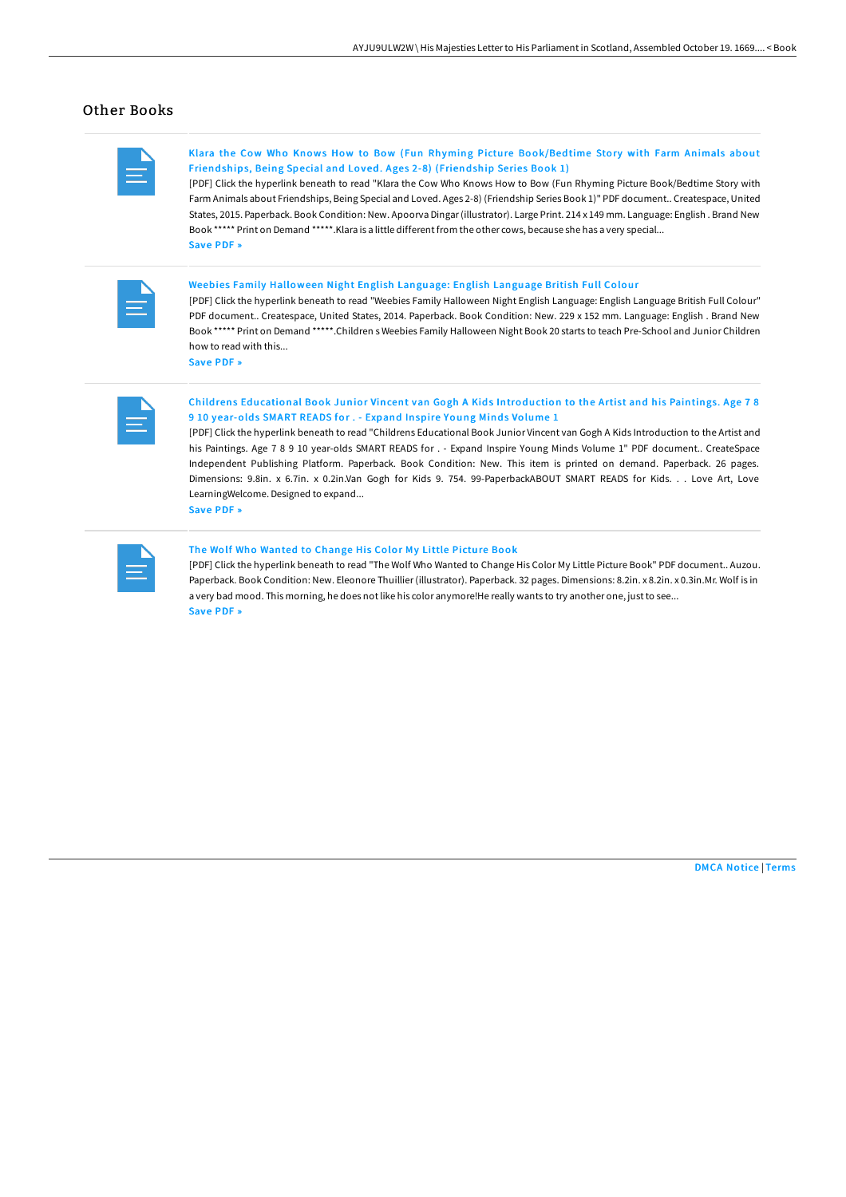## Other Books

### Klara the Cow Who Knows How to Bow (Fun Rhyming Picture Book/Bedtime Story with Farm Animals about Friendships, Being Special and Loved. Ages 2-8) (Friendship Series Book 1)

[PDF] Click the hyperlink beneath to read "Klara the Cow Who Knows How to Bow (Fun Rhyming Picture Book/Bedtime Story with Farm Animals about Friendships, Being Special and Loved. Ages 2-8) (Friendship Series Book 1)" PDF document.. Createspace, United States, 2015. Paperback. Book Condition: New. Apoorva Dingar (illustrator). Large Print. 214 x 149 mm. Language: English . Brand New Book ***** Print on Demand *****.Klara is a little different from the other cows, because she has a very special...

Save PDF »

### Weebies Family Halloween Night English Language: English Language British Full Colour

[PDF] Click the hyperlink beneath to read "Weebies Family Halloween Night English Language: English Language British Full Colour" PDF document.. Createspace, United States, 2014. Paperback. Book Condition: New. 229 x 152 mm. Language: English . Brand New Book ***** Print on Demand *****.Children s Weebies Family Halloween Night Book 20 starts to teach Pre-School and Junior Children how to read with this...

Save PDF »

### Childrens Educational Book Junior Vincent van Gogh A Kids Introduction to the Artist and his Paintings. Age 7 8 9 10 year-olds SMART READS for . - Expand Inspire Young Minds Volume 1

[PDF] Click the hyperlink beneath to read "Childrens Educational Book Junior Vincent van Gogh A Kids Introduction to the Artist and his Paintings. Age 7 8 9 10 year-olds SMART READS for . - Expand Inspire Young Minds Volume 1" PDF document.. CreateSpace Independent Publishing Platform. Paperback. Book Condition: New. This item is printed on demand. Paperback. 26 pages. Dimensions: 9.8in. x 6.7in. x 0.2in.Van Gogh for Kids 9. 754. 99-PaperbackABOUT SMART READS for Kids. . . Love Art, Love LearningWelcome. Designed to expand...

Save PDF »

### The Wolf Who Wanted to Change His Color My Little Picture Book

[PDF] Click the hyperlink beneath to read "The Wolf Who Wanted to Change His Color My Little Picture Book" PDF document.. Auzou. Paperback. Book Condition: New. Eleonore Thuillier (illustrator). Paperback. 32 pages. Dimensions: 8.2in. x 8.2in. x 0.3in.Mr. Wolf is in a very bad mood. This morning, he does not like his color anymore!He really wants to try another one, just to see...

Save PDF »

DMCA Notice | Terms